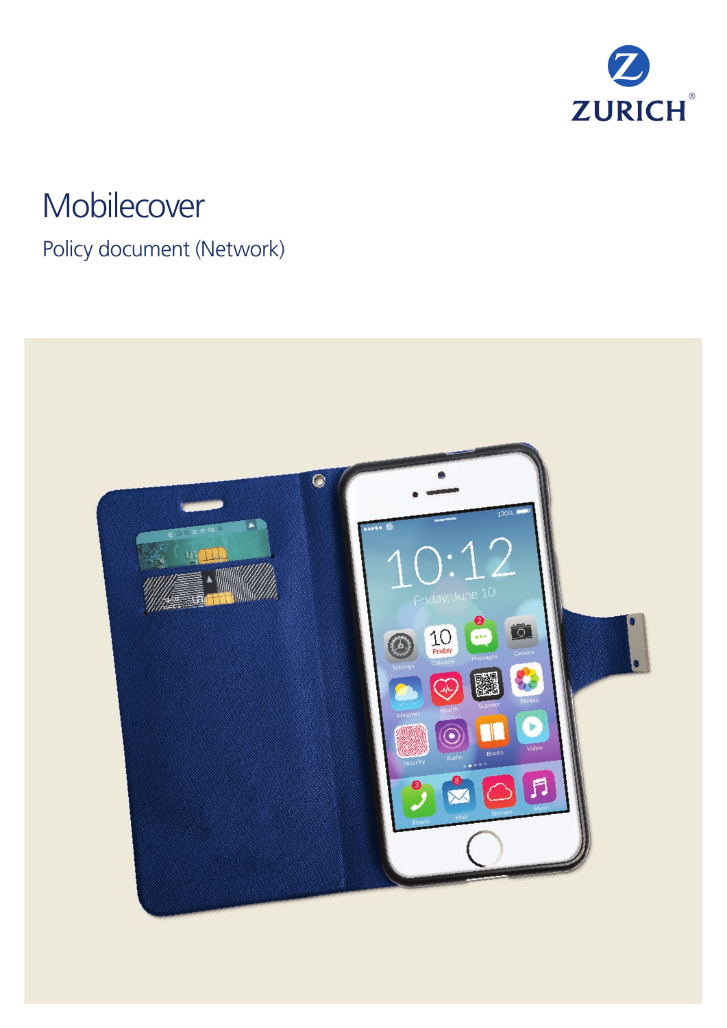ZURICH

# Mobilecover

## Policy document (Network)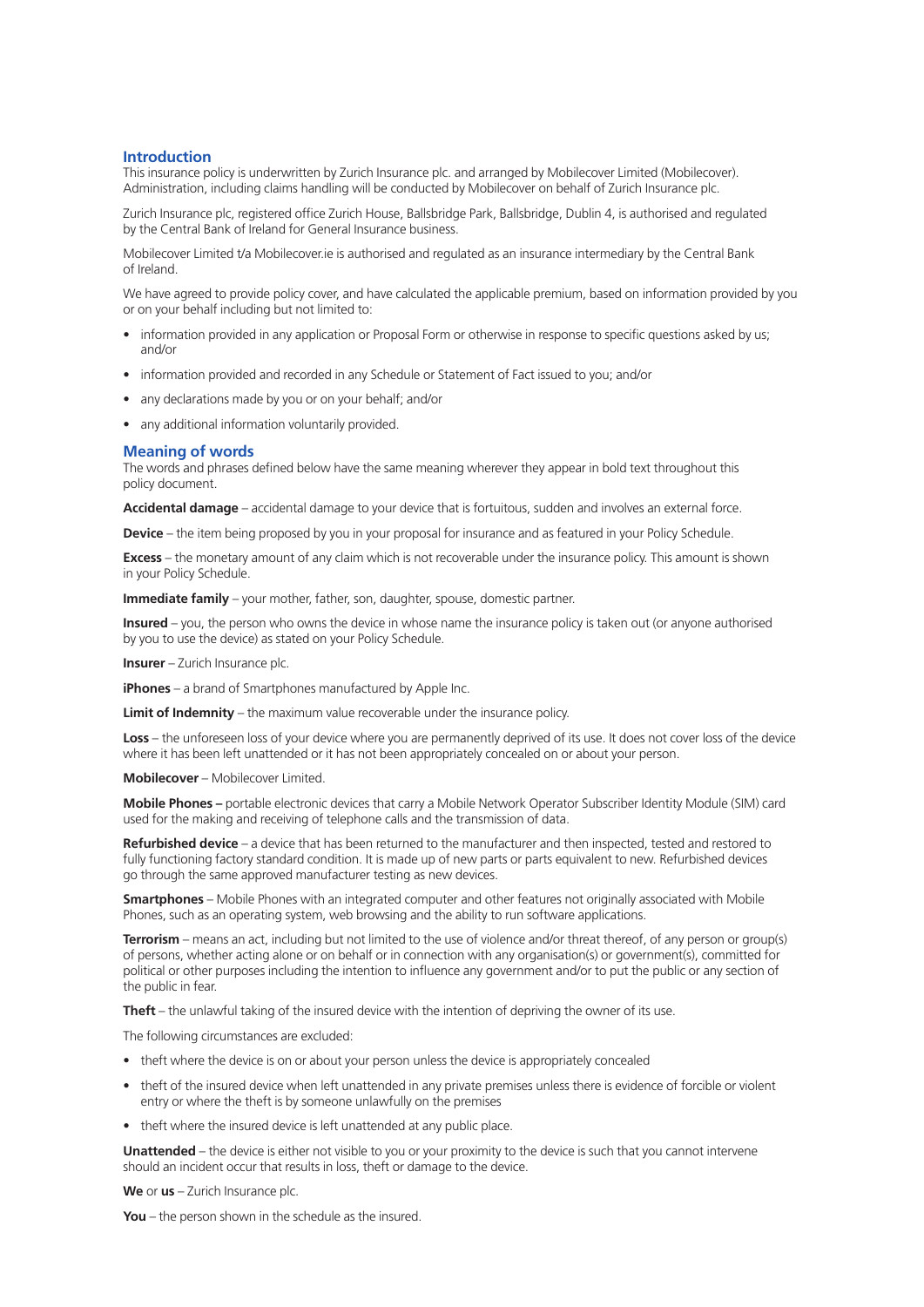## Introduction

This insurance policy is underwritten by Zurich Insurance plc. and arranged by Mobilecover Limited (Mobilecover). Administration, including claims handling will be conducted by Mobilecover on behalf of Zurich Insurance plc.

Zurich Insurance plc, registered office Zurich House, Ballsbridge Park, Ballsbridge, Dublin 4, is authorised and regulated by the Central Bank of Ireland for General Insurance business.

Mobilecover Limited t/a Mobilecover.ie is authorised and regulated as an insurance intermediary by the Central Bank of Ireland.

We have agreed to provide policy cover, and have calculated the applicable premium, based on information provided by you or on your behalf including but not limited to:

- information provided in any application or Proposal Form or otherwise in response to specific questions asked by us; and/or
- information provided and recorded in any Schedule or Statement of Fact issued to you; and/or
- any declarations made by you or on your behalf; and/or
- any additional information voluntarily provided.

## Meaning of words

The words and phrases defined below have the same meaning wherever they appear in bold text throughout this policy document.

**Accidental damage** – accidental damage to your device that is fortuitous, sudden and involves an external force.

**Device** – the item being proposed by you in your proposal for insurance and as featured in your Policy Schedule.

**Excess** – the monetary amount of any claim which is not recoverable under the insurance policy. This amount is shown in your Policy Schedule.

**Immediate family** – your mother, father, son, daughter, spouse, domestic partner.

**Insured** – you, the person who owns the device in whose name the insurance policy is taken out (or anyone authorised by you to use the device) as stated on your Policy Schedule.

**Insurer** – Zurich Insurance plc.

**iPhones** – a brand of Smartphones manufactured by Apple Inc.

**Limit of Indemnity** – the maximum value recoverable under the insurance policy.

**Loss** – the unforeseen loss of your device where you are permanently deprived of its use. It does not cover loss of the device where it has been left unattended or it has not been appropriately concealed on or about your person.

**Mobilecover** – Mobilecover Limited.

**Mobile Phones –** portable electronic devices that carry a Mobile Network Operator Subscriber Identity Module (SIM) card used for the making and receiving of telephone calls and the transmission of data.

**Refurbished device** – a device that has been returned to the manufacturer and then inspected, tested and restored to fully functioning factory standard condition. It is made up of new parts or parts equivalent to new. Refurbished devices go through the same approved manufacturer testing as new devices.

**Smartphones** – Mobile Phones with an integrated computer and other features not originally associated with Mobile Phones, such as an operating system, web browsing and the ability to run software applications.

**Terrorism** – means an act, including but not limited to the use of violence and/or threat thereof, of any person or group(s) of persons, whether acting alone or on behalf or in connection with any organisation(s) or government(s), committed for political or other purposes including the intention to influence any government and/or to put the public or any section of the public in fear.

**Theft** – the unlawful taking of the insured device with the intention of depriving the owner of its use.

The following circumstances are excluded:

- theft where the device is on or about your person unless the device is appropriately concealed
- theft of the insured device when left unattended in any private premises unless there is evidence of forcible or violent entry or where the theft is by someone unlawfully on the premises
- theft where the insured device is left unattended at any public place.

**Unattended** – the device is either not visible to you or your proximity to the device is such that you cannot intervene should an incident occur that results in loss, theft or damage to the device.

**We** or **us** – Zurich Insurance plc.

**You** – the person shown in the schedule as the insured.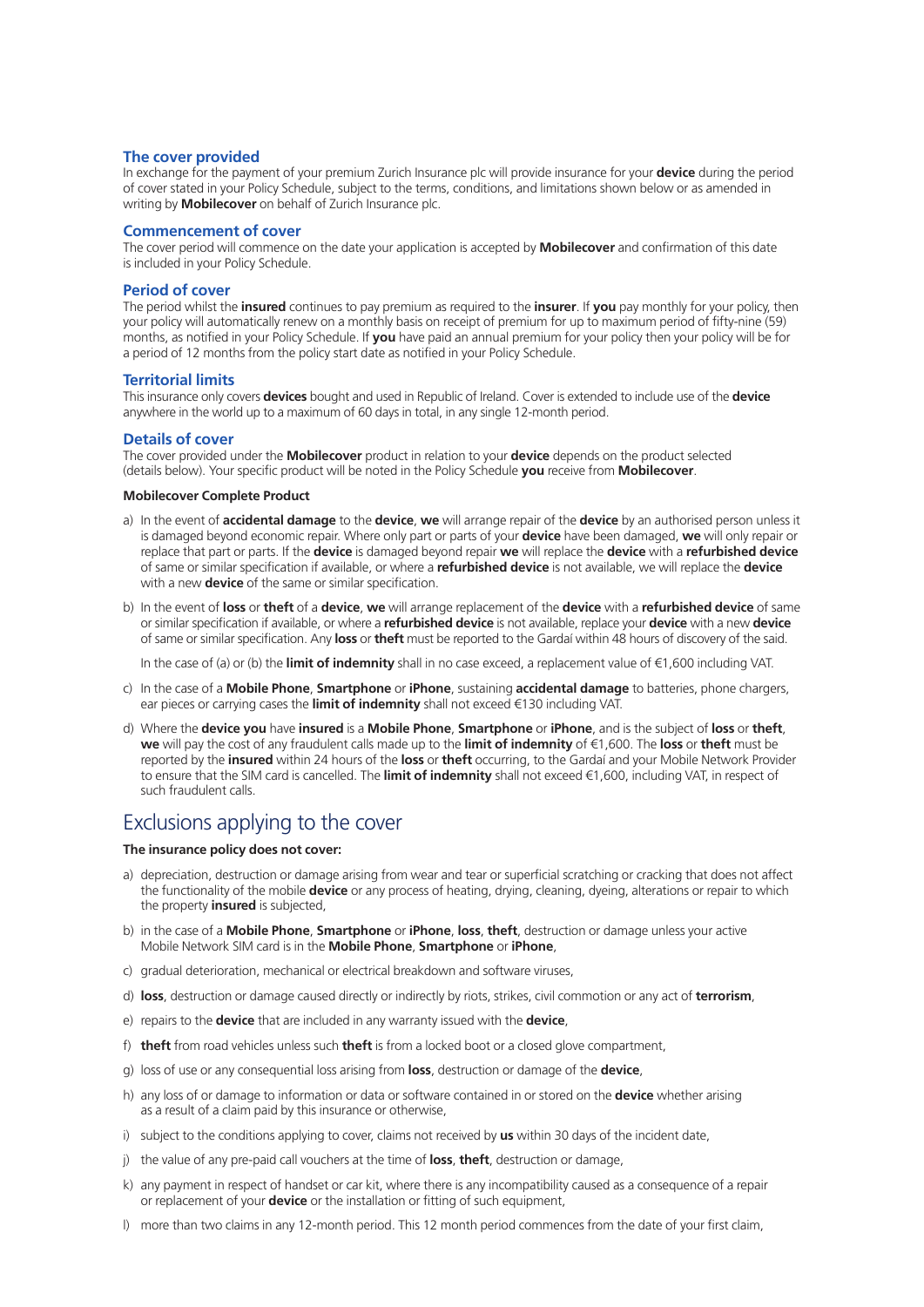## The cover provided

In exchange for the payment of your premium Zurich Insurance plc will provide insurance for your **device** during the period of cover stated in your Policy Schedule, subject to the terms, conditions, and limitations shown below or as amended in writing by **Mobilecover** on behalf of Zurich Insurance plc.

## Commencement of cover

The cover period will commence on the date your application is accepted by **Mobilecover** and confirmation of this date is included in your Policy Schedule.

## Period of cover

The period whilst the **insured** continues to pay premium as required to the **insurer**. If **you** pay monthly for your policy, then your policy will automatically renew on a monthly basis on receipt of premium for up to maximum period of fifty-nine (59) months, as notified in your Policy Schedule. If **you** have paid an annual premium for your policy then your policy will be for a period of 12 months from the policy start date as notified in your Policy Schedule.

## Territorial limits

This insurance only covers **devices** bought and used in Republic of Ireland. Cover is extended to include use of the **device** anywhere in the world up to a maximum of 60 days in total, in any single 12-month period.

## Details of cover

The cover provided under the **Mobilecover** product in relation to your **device** depends on the product selected (details below). Your specific product will be noted in the Policy Schedule **you** receive from **Mobilecover**.

**Mobilecover Complete Product**

a) In the event of **accidental damage** to the **device**, **we** will arrange repair of the **device** by an authorised person unless it is damaged beyond economic repair. Where only part or parts of your **device** have been damaged, **we** will only repair or replace that part or parts. If the **device** is damaged beyond repair **we** will replace the **device** with a **refurbished device** of same or similar specification if available, or where a **refurbished device** is not available, we will replace the **device** with a new **device** of the same or similar specification.

b) In the event of **loss** or **theft** of a **device**, **we** will arrange replacement of the **device** with a **refurbished device** of same or similar specification if available, or where a **refurbished device** is not available, replace your **device** with a new **device** of same or similar specification. Any **loss** or **theft** must be reported to the Gardaí within 48 hours of discovery of the said.

   In the case of (a) or (b) the **limit of indemnity** shall in no case exceed, a replacement value of €1,600 including VAT.

c) In the case of a **Mobile Phone**, **Smartphone** or **iPhone**, sustaining **accidental damage** to batteries, phone chargers, ear pieces or carrying cases the **limit of indemnity** shall not exceed €130 including VAT.

d) Where the **device you** have **insured** is a **Mobile Phone**, **Smartphone** or **iPhone**, and is the subject of **loss** or **theft**, **we** will pay the cost of any fraudulent calls made up to the **limit of indemnity** of €1,600. The **loss** or **theft** must be reported by the **insured** within 24 hours of the **loss** or **theft** occurring, to the Gardaí and your Mobile Network Provider to ensure that the SIM card is cancelled. The **limit of indemnity** shall not exceed €1,600, including VAT, in respect of such fraudulent calls.

# Exclusions applying to the cover

**The insurance policy does not cover:**

a) depreciation, destruction or damage arising from wear and tear or superficial scratching or cracking that does not affect the functionality of the mobile **device** or any process of heating, drying, cleaning, dyeing, alterations or repair to which the property **insured** is subjected,

b) in the case of a **Mobile Phone**, **Smartphone** or **iPhone**, **loss**, **theft**, destruction or damage unless your active Mobile Network SIM card is in the **Mobile Phone**, **Smartphone** or **iPhone**,

c) gradual deterioration, mechanical or electrical breakdown and software viruses,

d) **loss**, destruction or damage caused directly or indirectly by riots, strikes, civil commotion or any act of **terrorism**,

e) repairs to the **device** that are included in any warranty issued with the **device**,

f) **theft** from road vehicles unless such **theft** is from a locked boot or a closed glove compartment,

g) loss of use or any consequential loss arising from **loss**, destruction or damage of the **device**,

h) any loss of or damage to information or data or software contained in or stored on the **device** whether arising as a result of a claim paid by this insurance or otherwise,

i) subject to the conditions applying to cover, claims not received by **us** within 30 days of the incident date,

j) the value of any pre-paid call vouchers at the time of **loss**, **theft**, destruction or damage,

k) any payment in respect of handset or car kit, where there is any incompatibility caused as a consequence of a repair or replacement of your **device** or the installation or fitting of such equipment,

l) more than two claims in any 12-month period. This 12 month period commences from the date of your first claim,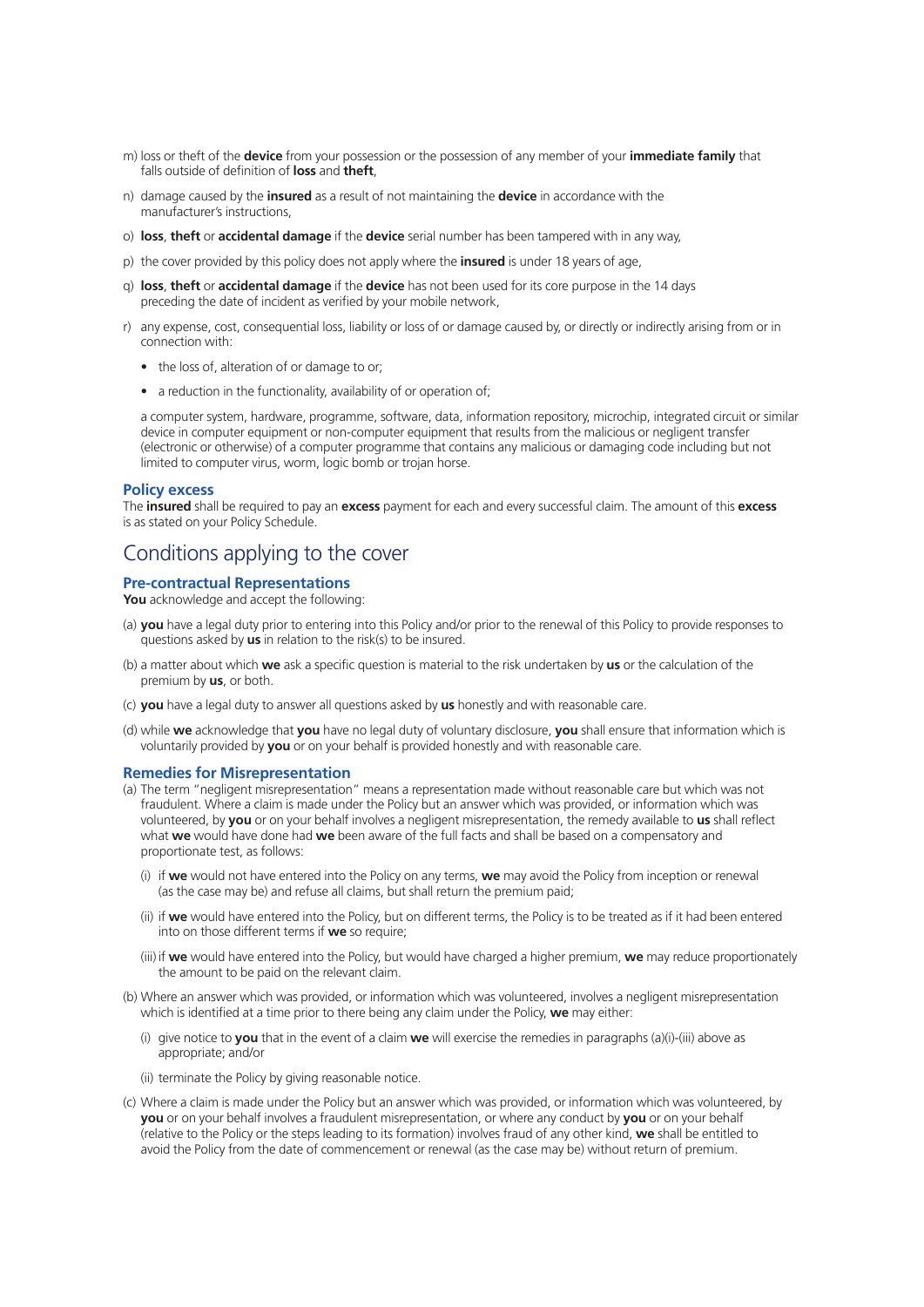m) loss or theft of the **device** from your possession or the possession of any member of your **immediate family** that falls outside of definition of **loss** and **theft**,

n) damage caused by the **insured** as a result of not maintaining the **device** in accordance with the manufacturer's instructions,

o) **loss**, **theft** or **accidental damage** if the **device** serial number has been tampered with in any way,

p) the cover provided by this policy does not apply where the **insured** is under 18 years of age,

q) **loss**, **theft** or **accidental damage** if the **device** has not been used for its core purpose in the 14 days preceding the date of incident as verified by your mobile network,

r) any expense, cost, consequential loss, liability or loss of or damage caused by, or directly or indirectly arising from or in connection with:

- the loss of, alteration of or damage to or;
- a reduction in the functionality, availability of or operation of;

a computer system, hardware, programme, software, data, information repository, microchip, integrated circuit or similar device in computer equipment or non-computer equipment that results from the malicious or negligent transfer (electronic or otherwise) of a computer programme that contains any malicious or damaging code including but not limited to computer virus, worm, logic bomb or trojan horse.

### Policy excess

The **insured** shall be required to pay an **excess** payment for each and every successful claim. The amount of this **excess** is as stated on your Policy Schedule.

## Conditions applying to the cover

### Pre-contractual Representations

**You** acknowledge and accept the following:

(a) **you** have a legal duty prior to entering into this Policy and/or prior to the renewal of this Policy to provide responses to questions asked by **us** in relation to the risk(s) to be insured.

(b) a matter about which **we** ask a specific question is material to the risk undertaken by **us** or the calculation of the premium by **us**, or both.

(c) **you** have a legal duty to answer all questions asked by **us** honestly and with reasonable care.

(d) while **we** acknowledge that **you** have no legal duty of voluntary disclosure, **you** shall ensure that information which is voluntarily provided by **you** or on your behalf is provided honestly and with reasonable care.

### Remedies for Misrepresentation

(a) The term "negligent misrepresentation" means a representation made without reasonable care but which was not fraudulent. Where a claim is made under the Policy but an answer which was provided, or information which was volunteered, by **you** or on your behalf involves a negligent misrepresentation, the remedy available to **us** shall reflect what **we** would have done had **we** been aware of the full facts and shall be based on a compensatory and proportionate test, as follows:

   (i) if **we** would not have entered into the Policy on any terms, **we** may avoid the Policy from inception or renewal (as the case may be) and refuse all claims, but shall return the premium paid;

   (ii) if **we** would have entered into the Policy, but on different terms, the Policy is to be treated as if it had been entered into on those different terms if **we** so require;

   (iii) if **we** would have entered into the Policy, but would have charged a higher premium, **we** may reduce proportionately the amount to be paid on the relevant claim.

(b) Where an answer which was provided, or information which was volunteered, involves a negligent misrepresentation which is identified at a time prior to there being any claim under the Policy, **we** may either:

   (i) give notice to **you** that in the event of a claim **we** will exercise the remedies in paragraphs (a)(i)-(iii) above as appropriate; and/or

   (ii) terminate the Policy by giving reasonable notice.

(c) Where a claim is made under the Policy but an answer which was provided, or information which was volunteered, by **you** or on your behalf involves a fraudulent misrepresentation, or where any conduct by **you** or on your behalf (relative to the Policy or the steps leading to its formation) involves fraud of any other kind, **we** shall be entitled to avoid the Policy from the date of commencement or renewal (as the case may be) without return of premium.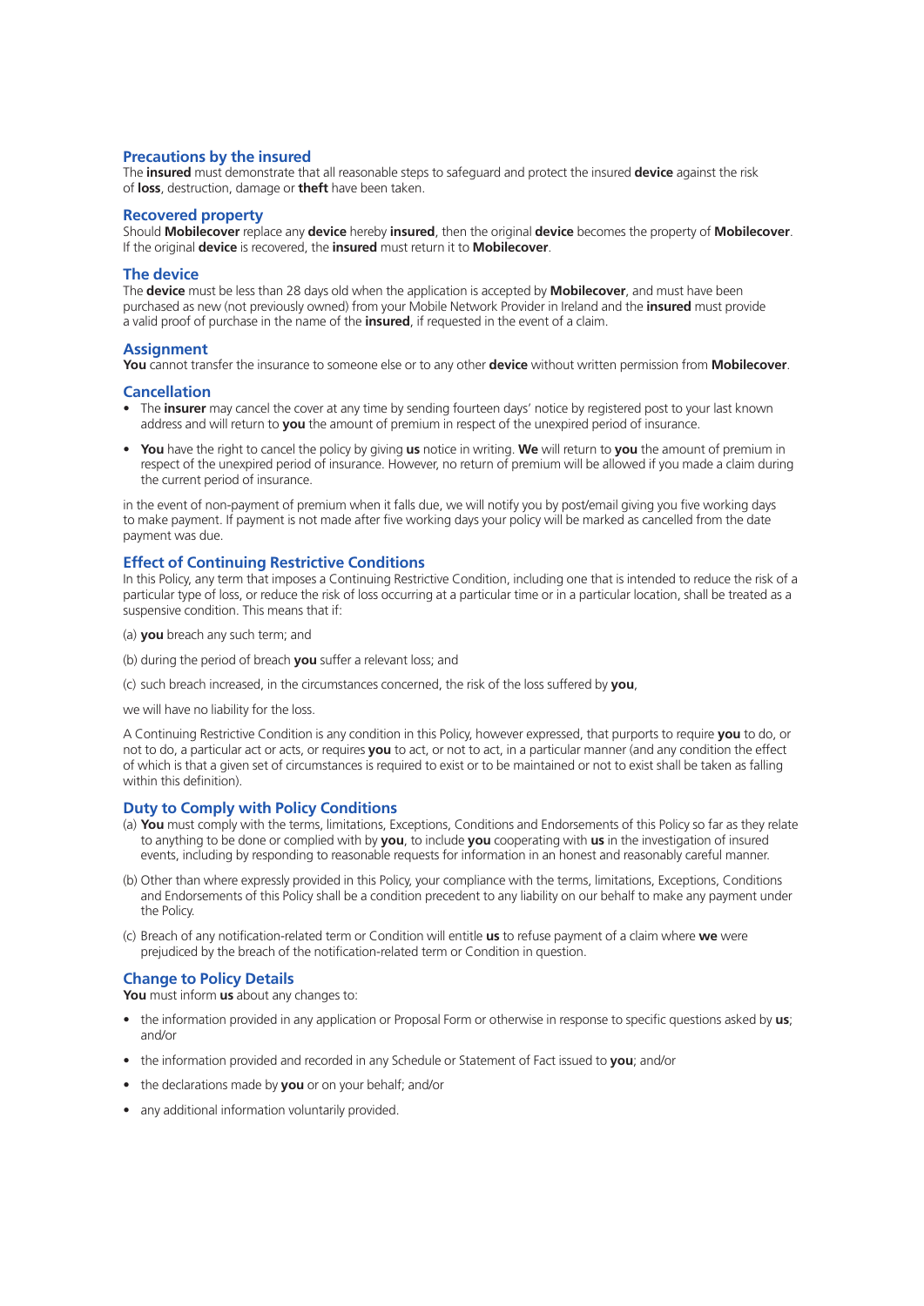## Precautions by the insured

The **insured** must demonstrate that all reasonable steps to safeguard and protect the insured **device** against the risk of **loss**, destruction, damage or **theft** have been taken.

## Recovered property

Should **Mobilecover** replace any **device** hereby **insured**, then the original **device** becomes the property of **Mobilecover**. If the original **device** is recovered, the **insured** must return it to **Mobilecover**.

## The device

The **device** must be less than 28 days old when the application is accepted by **Mobilecover**, and must have been purchased as new (not previously owned) from your Mobile Network Provider in Ireland and the **insured** must provide a valid proof of purchase in the name of the **insured**, if requested in the event of a claim.

## Assignment

**You** cannot transfer the insurance to someone else or to any other **device** without written permission from **Mobilecover**.

## Cancellation

- The **insurer** may cancel the cover at any time by sending fourteen days' notice by registered post to your last known address and will return to **you** the amount of premium in respect of the unexpired period of insurance.
- **You** have the right to cancel the policy by giving **us** notice in writing. **We** will return to **you** the amount of premium in respect of the unexpired period of insurance. However, no return of premium will be allowed if you made a claim during the current period of insurance.

in the event of non-payment of premium when it falls due, we will notify you by post/email giving you five working days to make payment. If payment is not made after five working days your policy will be marked as cancelled from the date payment was due.

## Effect of Continuing Restrictive Conditions

In this Policy, any term that imposes a Continuing Restrictive Condition, including one that is intended to reduce the risk of a particular type of loss, or reduce the risk of loss occurring at a particular time or in a particular location, shall be treated as a suspensive condition. This means that if:

(a) **you** breach any such term; and

(b) during the period of breach **you** suffer a relevant loss; and

(c) such breach increased, in the circumstances concerned, the risk of the loss suffered by **you**,

we will have no liability for the loss.

A Continuing Restrictive Condition is any condition in this Policy, however expressed, that purports to require **you** to do, or not to do, a particular act or acts, or requires **you** to act, or not to act, in a particular manner (and any condition the effect of which is that a given set of circumstances is required to exist or to be maintained or not to exist shall be taken as falling within this definition).

## Duty to Comply with Policy Conditions

(a) **You** must comply with the terms, limitations, Exceptions, Conditions and Endorsements of this Policy so far as they relate to anything to be done or complied with by **you**, to include **you** cooperating with **us** in the investigation of insured events, including by responding to reasonable requests for information in an honest and reasonably careful manner.

(b) Other than where expressly provided in this Policy, your compliance with the terms, limitations, Exceptions, Conditions and Endorsements of this Policy shall be a condition precedent to any liability on our behalf to make any payment under the Policy.

(c) Breach of any notification-related term or Condition will entitle **us** to refuse payment of a claim where **we** were prejudiced by the breach of the notification-related term or Condition in question.

## Change to Policy Details

**You** must inform **us** about any changes to:

- the information provided in any application or Proposal Form or otherwise in response to specific questions asked by **us**; and/or
- the information provided and recorded in any Schedule or Statement of Fact issued to **you**; and/or
- the declarations made by **you** or on your behalf; and/or
- any additional information voluntarily provided.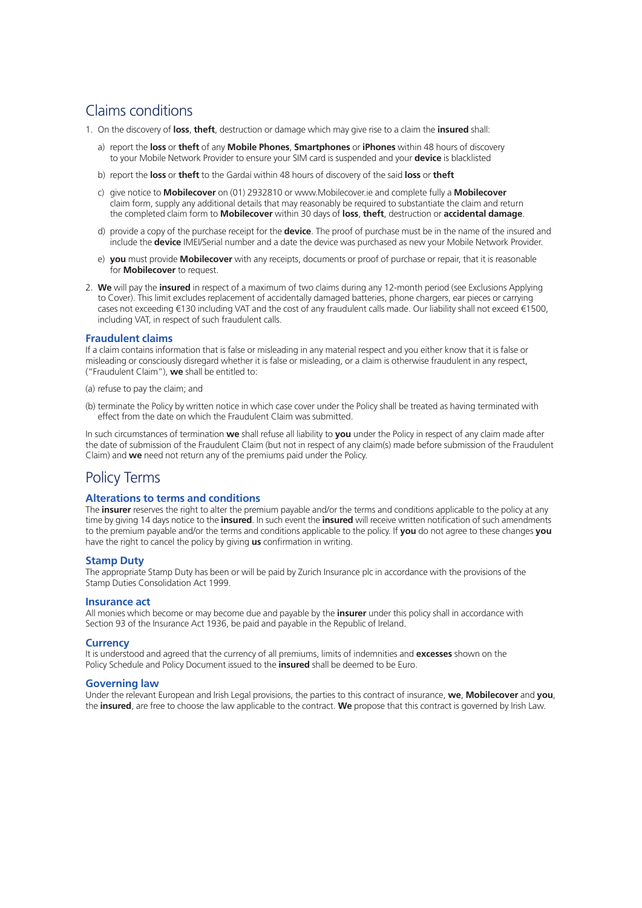## Claims conditions

1. On the discovery of **loss**, **theft**, destruction or damage which may give rise to a claim the **insured** shall:

   a) report the **loss** or **theft** of any **Mobile Phones**, **Smartphones** or **iPhones** within 48 hours of discovery to your Mobile Network Provider to ensure your SIM card is suspended and your **device** is blacklisted

   b) report the **loss** or **theft** to the Gardaí within 48 hours of discovery of the said **loss** or **theft**

   c) give notice to **Mobilecover** on (01) 2932810 or www.Mobilecover.ie and complete fully a **Mobilecover** claim form, supply any additional details that may reasonably be required to substantiate the claim and return the completed claim form to **Mobilecover** within 30 days of **loss**, **theft**, destruction or **accidental damage**.

   d) provide a copy of the purchase receipt for the **device**. The proof of purchase must be in the name of the insured and include the **device** IMEI/Serial number and a date the device was purchased as new your Mobile Network Provider.

   e) **you** must provide **Mobilecover** with any receipts, documents or proof of purchase or repair, that it is reasonable for **Mobilecover** to request.

2. **We** will pay the **insured** in respect of a maximum of two claims during any 12-month period (see Exclusions Applying to Cover). This limit excludes replacement of accidentally damaged batteries, phone chargers, ear pieces or carrying cases not exceeding €130 including VAT and the cost of any fraudulent calls made. Our liability shall not exceed €1500, including VAT, in respect of such fraudulent calls.

### Fraudulent claims

If a claim contains information that is false or misleading in any material respect and you either know that it is false or misleading or consciously disregard whether it is false or misleading, or a claim is otherwise fraudulent in any respect, ("Fraudulent Claim"), **we** shall be entitled to:

(a) refuse to pay the claim; and

(b) terminate the Policy by written notice in which case cover under the Policy shall be treated as having terminated with effect from the date on which the Fraudulent Claim was submitted.

In such circumstances of termination **we** shall refuse all liability to **you** under the Policy in respect of any claim made after the date of submission of the Fraudulent Claim (but not in respect of any claim(s) made before submission of the Fraudulent Claim) and **we** need not return any of the premiums paid under the Policy.

## Policy Terms

### Alterations to terms and conditions

The **insurer** reserves the right to alter the premium payable and/or the terms and conditions applicable to the policy at any time by giving 14 days notice to the **insured**. In such event the **insured** will receive written notification of such amendments to the premium payable and/or the terms and conditions applicable to the policy. If **you** do not agree to these changes **you** have the right to cancel the policy by giving **us** confirmation in writing.

### Stamp Duty

The appropriate Stamp Duty has been or will be paid by Zurich Insurance plc in accordance with the provisions of the Stamp Duties Consolidation Act 1999.

### Insurance act

All monies which become or may become due and payable by the **insurer** under this policy shall in accordance with Section 93 of the Insurance Act 1936, be paid and payable in the Republic of Ireland.

### Currency

It is understood and agreed that the currency of all premiums, limits of indemnities and **excesses** shown on the Policy Schedule and Policy Document issued to the **insured** shall be deemed to be Euro.

### Governing law

Under the relevant European and Irish Legal provisions, the parties to this contract of insurance, **we**, **Mobilecover** and **you**, the **insured**, are free to choose the law applicable to the contract. **We** propose that this contract is governed by Irish Law.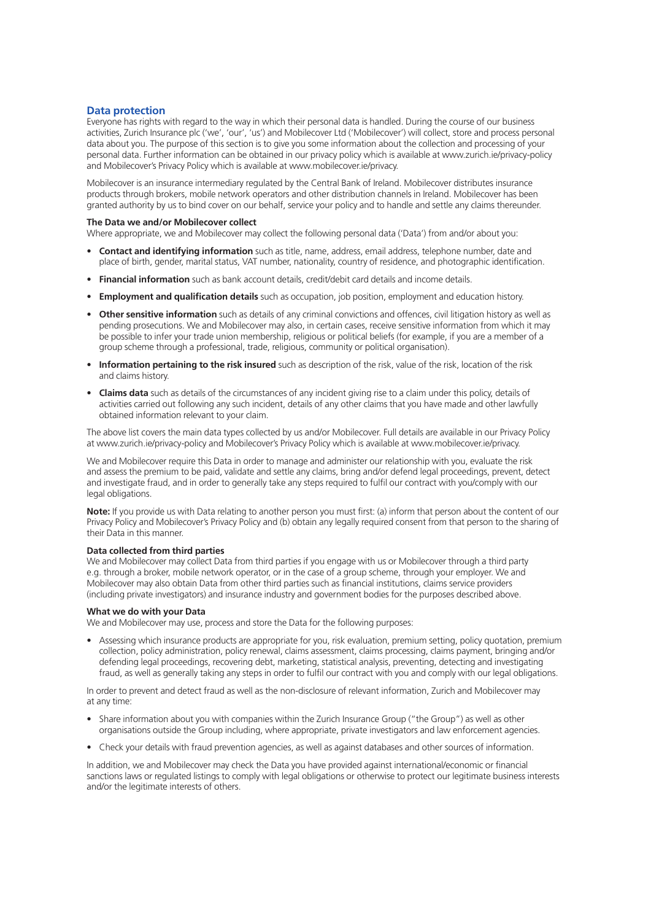## Data protection

Everyone has rights with regard to the way in which their personal data is handled. During the course of our business activities, Zurich Insurance plc ('we', 'our', 'us') and Mobilecover Ltd ('Mobilecover') will collect, store and process personal data about you. The purpose of this section is to give you some information about the collection and processing of your personal data. Further information can be obtained in our privacy policy which is available at www.zurich.ie/privacy-policy and Mobilecover's Privacy Policy which is available at www.mobilecover.ie/privacy.

Mobilecover is an insurance intermediary regulated by the Central Bank of Ireland. Mobilecover distributes insurance products through brokers, mobile network operators and other distribution channels in Ireland. Mobilecover has been granted authority by us to bind cover on our behalf, service your policy and to handle and settle any claims thereunder.

### The Data we and/or Mobilecover collect

Where appropriate, we and Mobilecover may collect the following personal data ('Data') from and/or about you:

- **Contact and identifying information** such as title, name, address, email address, telephone number, date and place of birth, gender, marital status, VAT number, nationality, country of residence, and photographic identification.
- **Financial information** such as bank account details, credit/debit card details and income details.
- **Employment and qualification details** such as occupation, job position, employment and education history.
- **Other sensitive information** such as details of any criminal convictions and offences, civil litigation history as well as pending prosecutions. We and Mobilecover may also, in certain cases, receive sensitive information from which it may be possible to infer your trade union membership, religious or political beliefs (for example, if you are a member of a group scheme through a professional, trade, religious, community or political organisation).
- **Information pertaining to the risk insured** such as description of the risk, value of the risk, location of the risk and claims history.
- **Claims data** such as details of the circumstances of any incident giving rise to a claim under this policy, details of activities carried out following any such incident, details of any other claims that you have made and other lawfully obtained information relevant to your claim.

The above list covers the main data types collected by us and/or Mobilecover. Full details are available in our Privacy Policy at www.zurich.ie/privacy-policy and Mobilecover's Privacy Policy which is available at www.mobilecover.ie/privacy.

We and Mobilecover require this Data in order to manage and administer our relationship with you, evaluate the risk and assess the premium to be paid, validate and settle any claims, bring and/or defend legal proceedings, prevent, detect and investigate fraud, and in order to generally take any steps required to fulfil our contract with you/comply with our legal obligations.

**Note:** If you provide us with Data relating to another person you must first: (a) inform that person about the content of our Privacy Policy and Mobilecover's Privacy Policy and (b) obtain any legally required consent from that person to the sharing of their Data in this manner.

### Data collected from third parties

We and Mobilecover may collect Data from third parties if you engage with us or Mobilecover through a third party e.g. through a broker, mobile network operator, or in the case of a group scheme, through your employer. We and Mobilecover may also obtain Data from other third parties such as financial institutions, claims service providers (including private investigators) and insurance industry and government bodies for the purposes described above.

### What we do with your Data

We and Mobilecover may use, process and store the Data for the following purposes:

- Assessing which insurance products are appropriate for you, risk evaluation, premium setting, policy quotation, premium collection, policy administration, policy renewal, claims assessment, claims processing, claims payment, bringing and/or defending legal proceedings, recovering debt, marketing, statistical analysis, preventing, detecting and investigating fraud, as well as generally taking any steps in order to fulfil our contract with you and comply with our legal obligations.

In order to prevent and detect fraud as well as the non-disclosure of relevant information, Zurich and Mobilecover may at any time:

- Share information about you with companies within the Zurich Insurance Group ("the Group") as well as other organisations outside the Group including, where appropriate, private investigators and law enforcement agencies.
- Check your details with fraud prevention agencies, as well as against databases and other sources of information.

In addition, we and Mobilecover may check the Data you have provided against international/economic or financial sanctions laws or regulated listings to comply with legal obligations or otherwise to protect our legitimate business interests and/or the legitimate interests of others.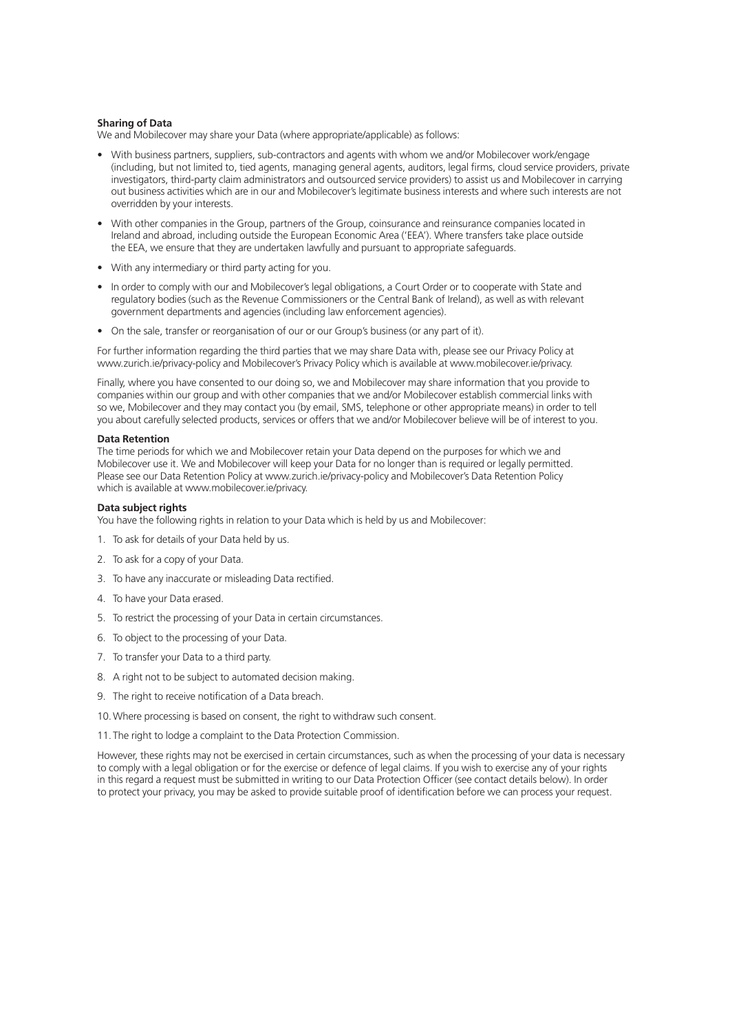**Sharing of Data**

We and Mobilecover may share your Data (where appropriate/applicable) as follows:

- With business partners, suppliers, sub-contractors and agents with whom we and/or Mobilecover work/engage (including, but not limited to, tied agents, managing general agents, auditors, legal firms, cloud service providers, private investigators, third-party claim administrators and outsourced service providers) to assist us and Mobilecover in carrying out business activities which are in our and Mobilecover's legitimate business interests and where such interests are not overridden by your interests.
- With other companies in the Group, partners of the Group, coinsurance and reinsurance companies located in Ireland and abroad, including outside the European Economic Area ('EEA'). Where transfers take place outside the EEA, we ensure that they are undertaken lawfully and pursuant to appropriate safeguards.
- With any intermediary or third party acting for you.
- In order to comply with our and Mobilecover's legal obligations, a Court Order or to cooperate with State and regulatory bodies (such as the Revenue Commissioners or the Central Bank of Ireland), as well as with relevant government departments and agencies (including law enforcement agencies).
- On the sale, transfer or reorganisation of our or our Group's business (or any part of it).

For further information regarding the third parties that we may share Data with, please see our Privacy Policy at www.zurich.ie/privacy-policy and Mobilecover's Privacy Policy which is available at www.mobilecover.ie/privacy.

Finally, where you have consented to our doing so, we and Mobilecover may share information that you provide to companies within our group and with other companies that we and/or Mobilecover establish commercial links with so we, Mobilecover and they may contact you (by email, SMS, telephone or other appropriate means) in order to tell you about carefully selected products, services or offers that we and/or Mobilecover believe will be of interest to you.

**Data Retention**

The time periods for which we and Mobilecover retain your Data depend on the purposes for which we and Mobilecover use it. We and Mobilecover will keep your Data for no longer than is required or legally permitted. Please see our Data Retention Policy at www.zurich.ie/privacy-policy and Mobilecover's Data Retention Policy which is available at www.mobilecover.ie/privacy.

**Data subject rights**

You have the following rights in relation to your Data which is held by us and Mobilecover:

1. To ask for details of your Data held by us.
2. To ask for a copy of your Data.
3. To have any inaccurate or misleading Data rectified.
4. To have your Data erased.
5. To restrict the processing of your Data in certain circumstances.
6. To object to the processing of your Data.
7. To transfer your Data to a third party.
8. A right not to be subject to automated decision making.
9. The right to receive notification of a Data breach.
10. Where processing is based on consent, the right to withdraw such consent.
11. The right to lodge a complaint to the Data Protection Commission.

However, these rights may not be exercised in certain circumstances, such as when the processing of your data is necessary to comply with a legal obligation or for the exercise or defence of legal claims. If you wish to exercise any of your rights in this regard a request must be submitted in writing to our Data Protection Officer (see contact details below). In order to protect your privacy, you may be asked to provide suitable proof of identification before we can process your request.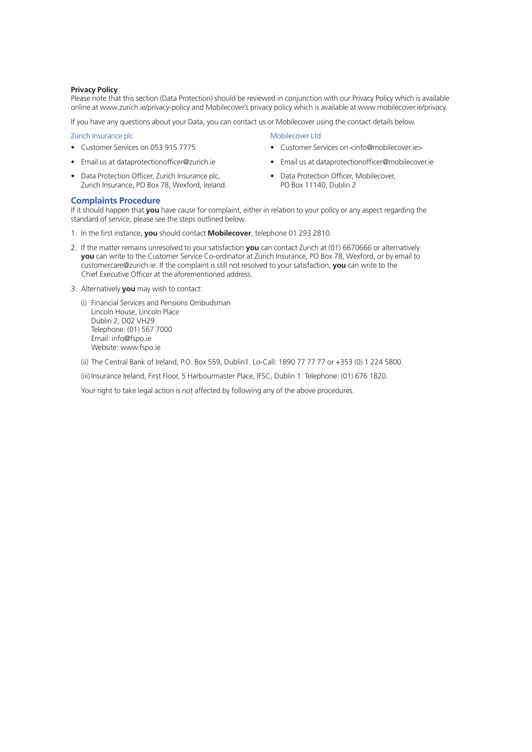**Privacy Policy**
Please note that this section (Data Protection) should be reviewed in conjunction with our Privacy Policy which is available online at www.zurich.ie/privacy-policy and Mobilecover's privacy policy which is available at www.mobilecover.ie/privacy.

If you have any questions about your Data, you can contact us or Mobilecover using the contact details below.

Zurich Insurance plc

- Customer Services on 053 915 7775
- Email us at dataprotectionofficer@zurich.ie
- Data Protection Officer, Zurich Insurance plc, Zurich Insurance, PO Box 78, Wexford, Ireland.

Mobilecover Ltd

- Customer Services on <info@mobilecover.ie>
- Email us at dataprotectionofficer@mobilecover.ie
- Data Protection Officer, Mobilecover, PO Box 11140, Dublin 2

## Complaints Procedure

If it should happen that **you** have cause for complaint, either in relation to your policy or any aspect regarding the standard of service, please see the steps outlined below.

1. In the first instance, **you** should contact **Mobilecover**, telephone 01 293 2810.
2. If the matter remains unresolved to your satisfaction **you** can contact Zurich at (01) 6670666 or alternatively **you** can write to the Customer Service Co-ordinator at Zurich Insurance, PO Box 78, Wexford, or by email to customercare@zurich.ie. If the complaint is still not resolved to your satisfaction, **you** can write to the Chief Executive Officer at the aforementioned address.
3. Alternatively **you** may wish to contact:

   (i) Financial Services and Pensions Ombudsman
   Lincoln House, Lincoln Place
   Dublin 2, D02 VH29
   Telephone: (01) 567 7000
   Email: info@fspo.ie
   Website: www.fspo.ie

   (ii) The Central Bank of Ireland, P.O. Box 559, Dublin1. Lo-Call: 1890 77 77 77 or +353 (0) 1 224 5800.

   (iii) Insurance Ireland, First Floor, 5 Harbourmaster Place, IFSC, Dublin 1. Telephone: (01) 676 1820.

   Your right to take legal action is not affected by following any of the above procedures.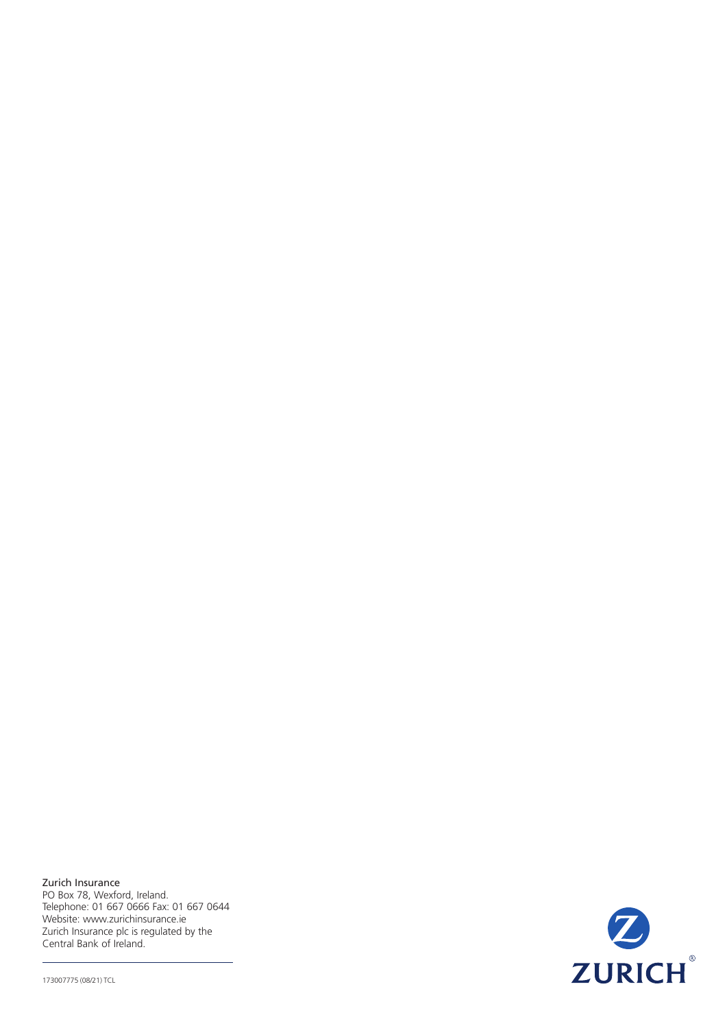Zurich Insurance
PO Box 78, Wexford, Ireland.
Telephone: 01 667 0666 Fax: 01 667 0644
Website: www.zurichinsurance.ie
Zurich Insurance plc is regulated by the Central Bank of Ireland.

173007775 (08/21) TCL

ZURICH®